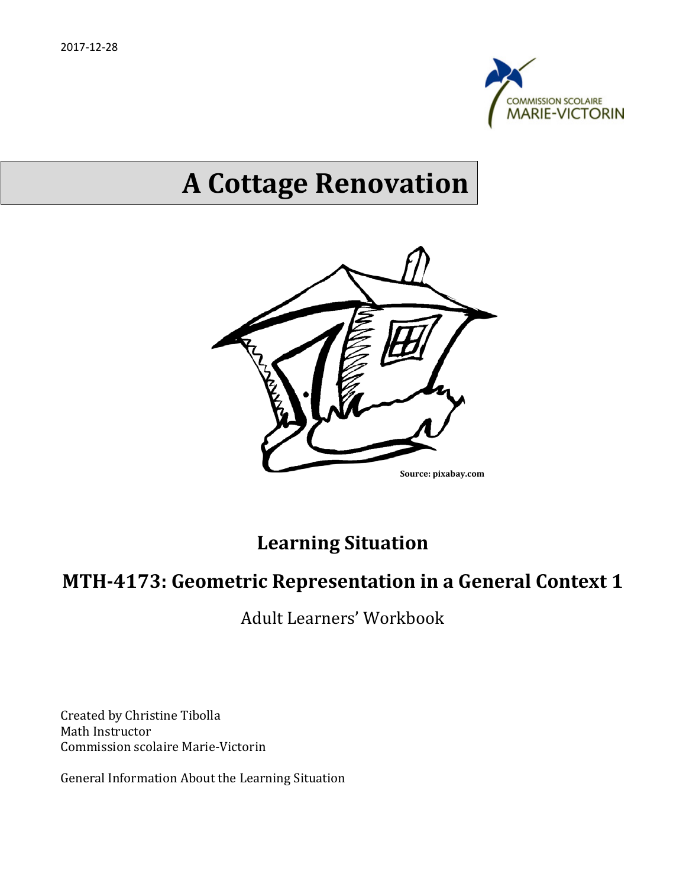2017-12-28

COMMISSION SCOLAIRE MARIE-VICTORIN

# A Cottage Renovation

Source: pixabay.com

## Learning Situation

## MTH-4173: Geometric Representation in a General Context 1

Adult Learners' Workbook

Created by Christine Tibolla
Math Instructor
Commission scolaire Marie-Victorin

General Information About the Learning Situation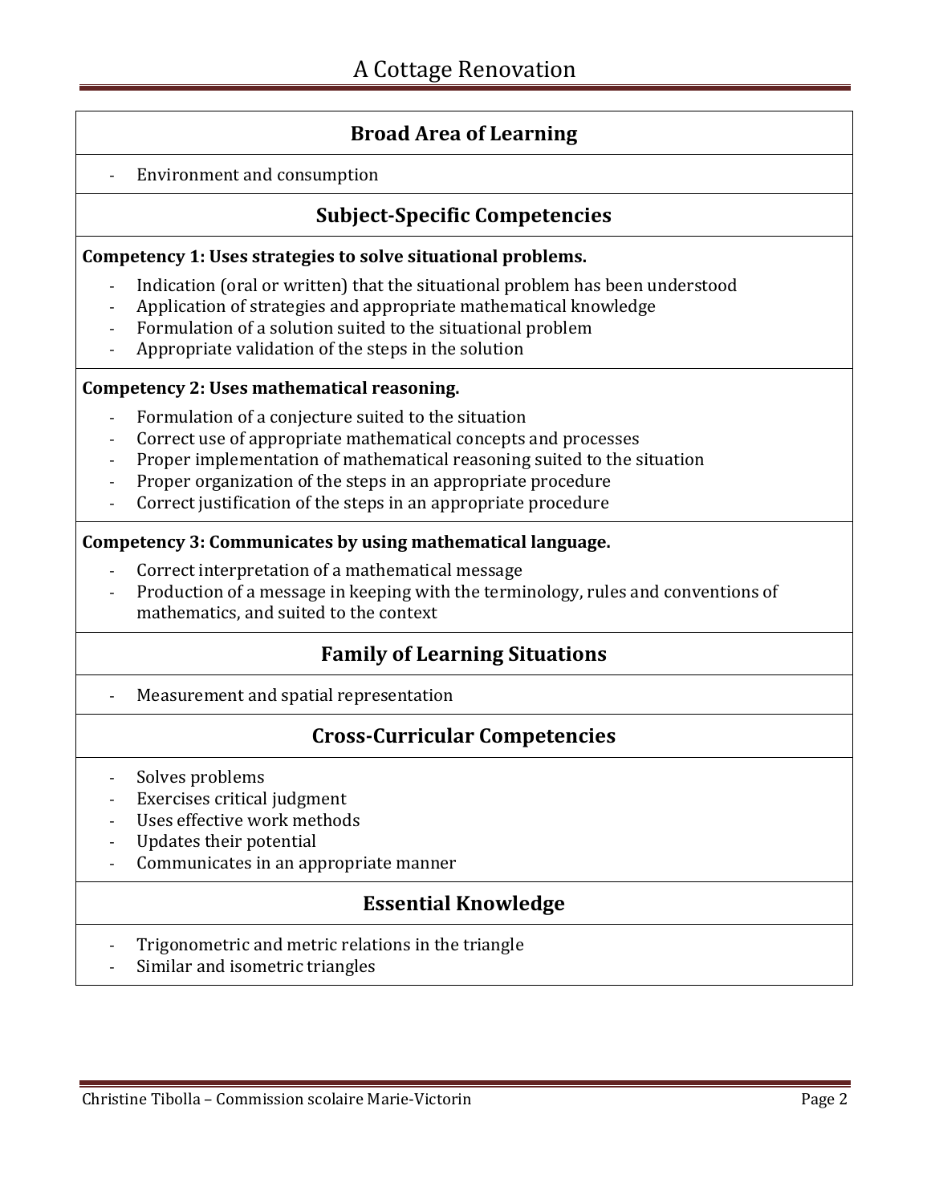## Broad Area of Learning

- Environment and consumption

## Subject-Specific Competencies

**Competency 1: Uses strategies to solve situational problems.**

- Indication (oral or written) that the situational problem has been understood
- Application of strategies and appropriate mathematical knowledge
- Formulation of a solution suited to the situational problem
- Appropriate validation of the steps in the solution

**Competency 2: Uses mathematical reasoning.**

- Formulation of a conjecture suited to the situation
- Correct use of appropriate mathematical concepts and processes
- Proper implementation of mathematical reasoning suited to the situation
- Proper organization of the steps in an appropriate procedure
- Correct justification of the steps in an appropriate procedure

**Competency 3: Communicates by using mathematical language.**

- Correct interpretation of a mathematical message
- Production of a message in keeping with the terminology, rules and conventions of mathematics, and suited to the context

## Family of Learning Situations

- Measurement and spatial representation

## Cross-Curricular Competencies

- Solves problems
- Exercises critical judgment
- Uses effective work methods
- Updates their potential
- Communicates in an appropriate manner

## Essential Knowledge

- Trigonometric and metric relations in the triangle
- Similar and isometric triangles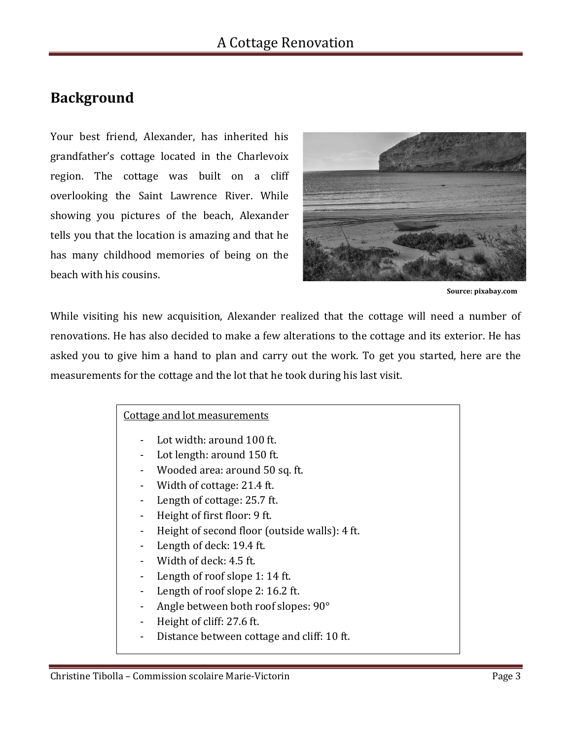## Background

Your best friend, Alexander, has inherited his grandfather's cottage located in the Charlevoix region. The cottage was built on a cliff overlooking the Saint Lawrence River. While showing you pictures of the beach, Alexander tells you that the location is amazing and that he has many childhood memories of being on the beach with his cousins.

**Source: pixabay.com**

While visiting his new acquisition, Alexander realized that the cottage will need a number of renovations. He has also decided to make a few alterations to the cottage and its exterior. He has asked you to give him a hand to plan and carry out the work. To get you started, here are the measurements for the cottage and the lot that he took during his last visit.

Cottage and lot measurements

- Lot width: around 100 ft.
- Lot length: around 150 ft.
- Wooded area: around 50 sq. ft.
- Width of cottage: 21.4 ft.
- Length of cottage: 25.7 ft.
- Height of first floor: 9 ft.
- Height of second floor (outside walls): 4 ft.
- Length of deck: 19.4 ft.
- Width of deck: 4.5 ft.
- Length of roof slope 1: 14 ft.
- Length of roof slope 2: 16.2 ft.
- Angle between both roof slopes: 90°
- Height of cliff: 27.6 ft.
- Distance between cottage and cliff: 10 ft.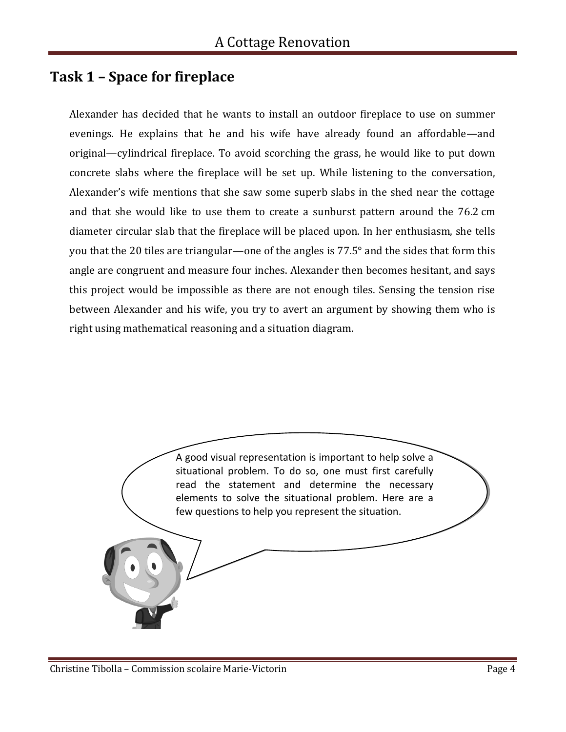## Task 1 – Space for fireplace

Alexander has decided that he wants to install an outdoor fireplace to use on summer evenings. He explains that he and his wife have already found an affordable—and original—cylindrical fireplace. To avoid scorching the grass, he would like to put down concrete slabs where the fireplace will be set up. While listening to the conversation, Alexander's wife mentions that she saw some superb slabs in the shed near the cottage and that she would like to use them to create a sunburst pattern around the 76.2 cm diameter circular slab that the fireplace will be placed upon. In her enthusiasm, she tells you that the 20 tiles are triangular—one of the angles is 77.5° and the sides that form this angle are congruent and measure four inches. Alexander then becomes hesitant, and says this project would be impossible as there are not enough tiles. Sensing the tension rise between Alexander and his wife, you try to avert an argument by showing them who is right using mathematical reasoning and a situation diagram.

A good visual representation is important to help solve a situational problem. To do so, one must first carefully read the statement and determine the necessary elements to solve the situational problem. Here are a few questions to help you represent the situation.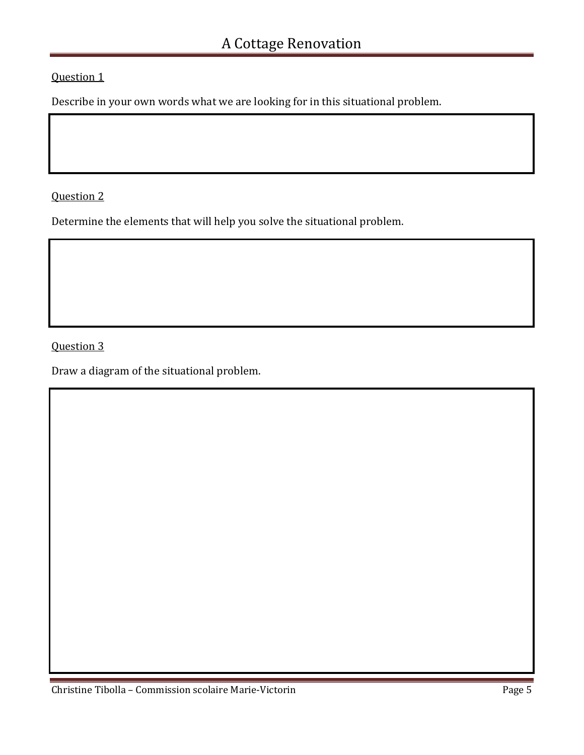Question 1

Describe in your own words what we are looking for in this situational problem.

Question 2

Determine the elements that will help you solve the situational problem.

Question 3

Draw a diagram of the situational problem.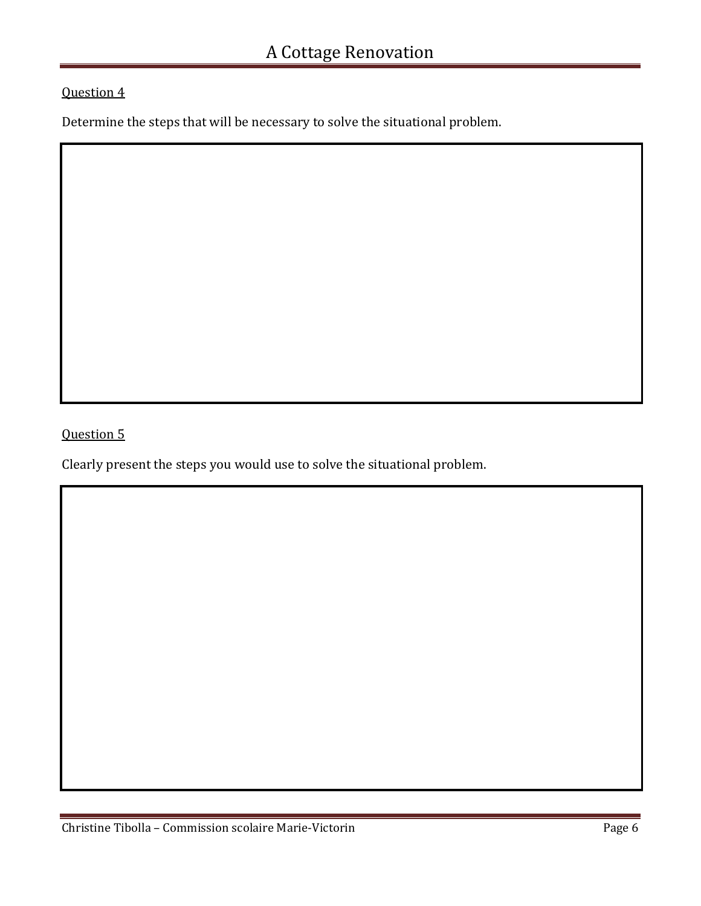Question 4

Determine the steps that will be necessary to solve the situational problem.

Question 5

Clearly present the steps you would use to solve the situational problem.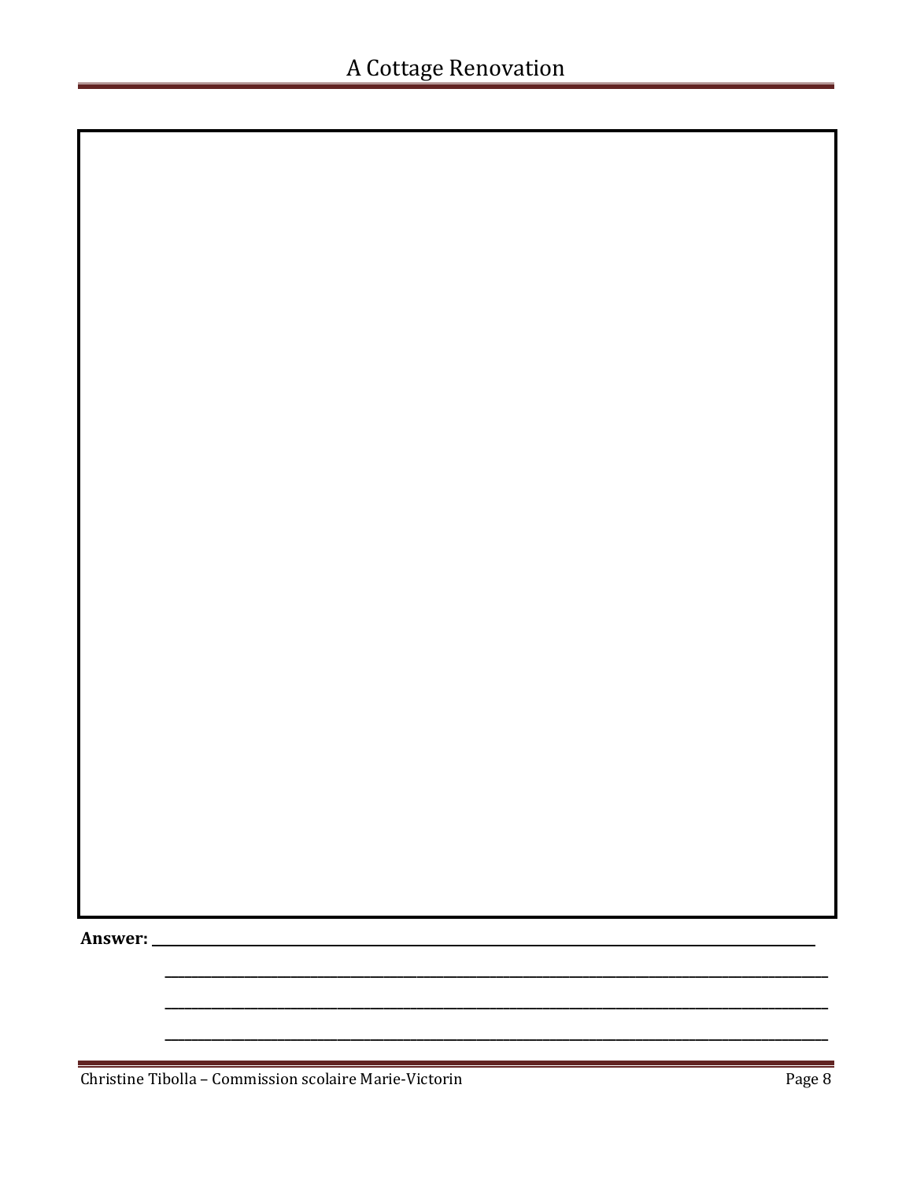**Answer:** ______________________________________________________________________

______________________________________________________________________

______________________________________________________________________

______________________________________________________________________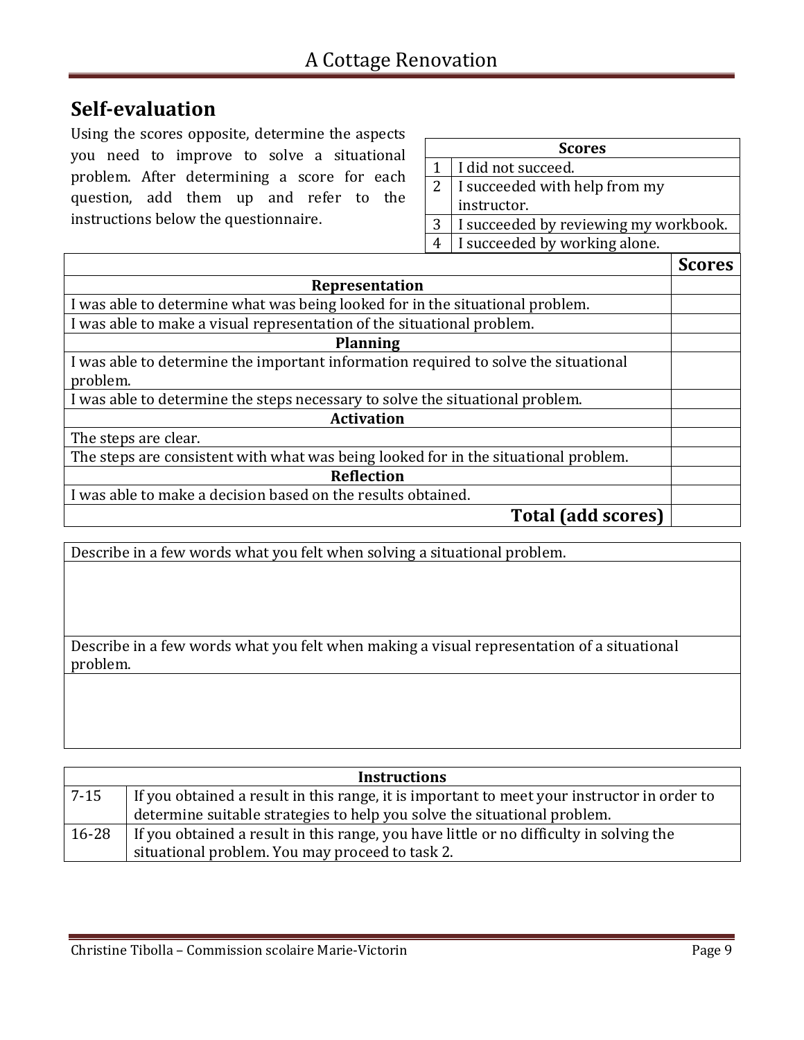## Self-evaluation

Using the scores opposite, determine the aspects you need to improve to solve a situational problem. After determining a score for each question, add them up and refer to the instructions below the questionnaire.

| Scores | |
|---|---|
| 1 | I did not succeed. |
| 2 | I succeeded with help from my instructor. |
| 3 | I succeeded by reviewing my workbook. |
| 4 | I succeeded by working alone. |

| | **Scores** |
|---|---|
| **Representation** | |
| I was able to determine what was being looked for in the situational problem. | |
| I was able to make a visual representation of the situational problem. | |
| **Planning** | |
| I was able to determine the important information required to solve the situational problem. | |
| I was able to determine the steps necessary to solve the situational problem. | |
| **Activation** | |
| The steps are clear. | |
| The steps are consistent with what was being looked for in the situational problem. | |
| **Reflection** | |
| I was able to make a decision based on the results obtained. | |
| **Total (add scores)** | |

| Describe in a few words what you felt when solving a situational problem. |
|---|
| |
| **Describe in a few words what you felt when making a visual representation of a situational problem.** |
| |

| Instructions | |
|---|---|
| 7-15 | If you obtained a result in this range, it is important to meet your instructor in order to determine suitable strategies to help you solve the situational problem. |
| 16-28 | If you obtained a result in this range, you have little or no difficulty in solving the situational problem. You may proceed to task 2. |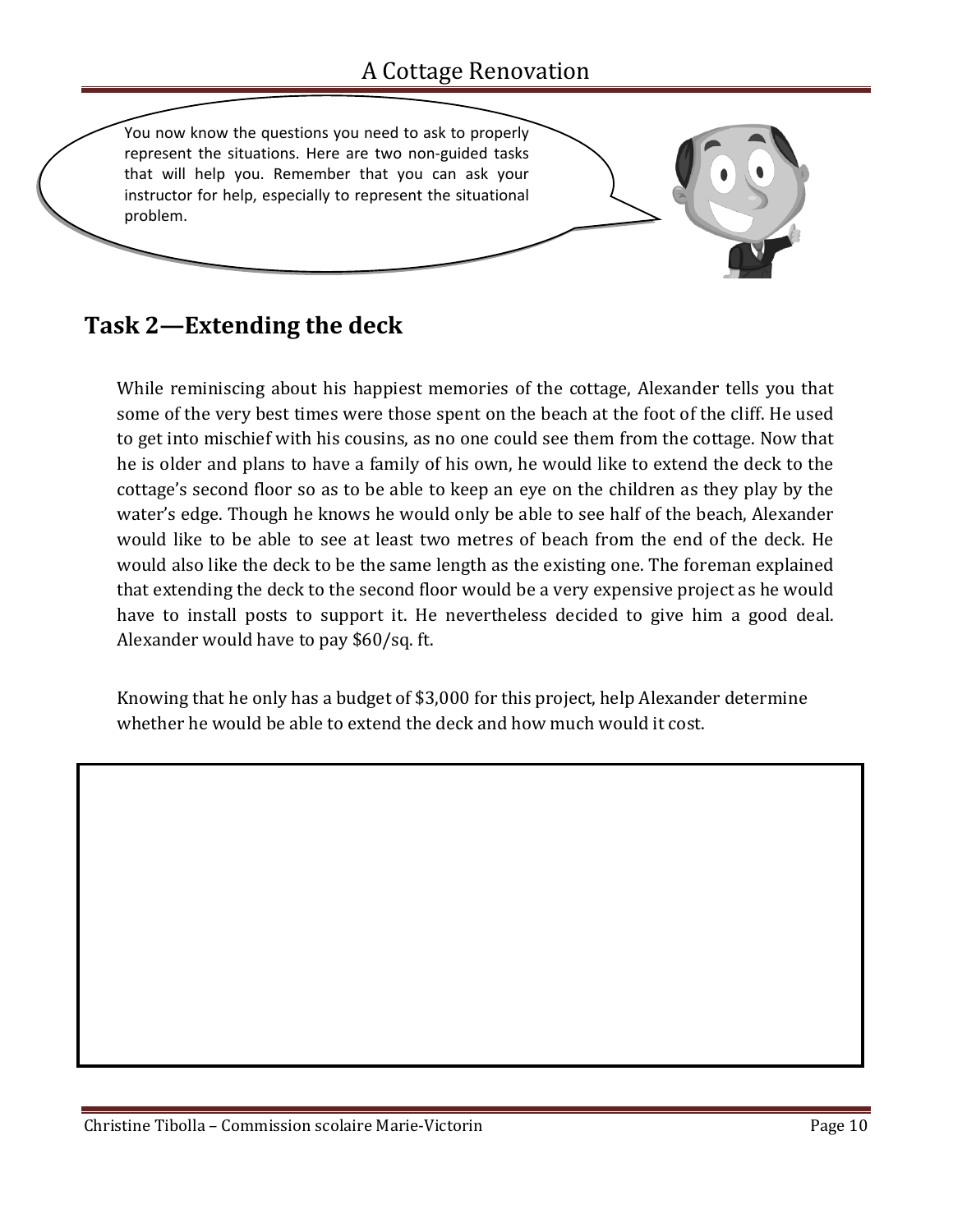You now know the questions you need to ask to properly represent the situations. Here are two non-guided tasks that will help you. Remember that you can ask your instructor for help, especially to represent the situational problem.

## Task 2—Extending the deck

While reminiscing about his happiest memories of the cottage, Alexander tells you that some of the very best times were those spent on the beach at the foot of the cliff. He used to get into mischief with his cousins, as no one could see them from the cottage. Now that he is older and plans to have a family of his own, he would like to extend the deck to the cottage's second floor so as to be able to keep an eye on the children as they play by the water's edge. Though he knows he would only be able to see half of the beach, Alexander would like to be able to see at least two metres of beach from the end of the deck. He would also like the deck to be the same length as the existing one. The foreman explained that extending the deck to the second floor would be a very expensive project as he would have to install posts to support it. He nevertheless decided to give him a good deal. Alexander would have to pay $60/sq. ft.

Knowing that he only has a budget of $3,000 for this project, help Alexander determine whether he would be able to extend the deck and how much would it cost.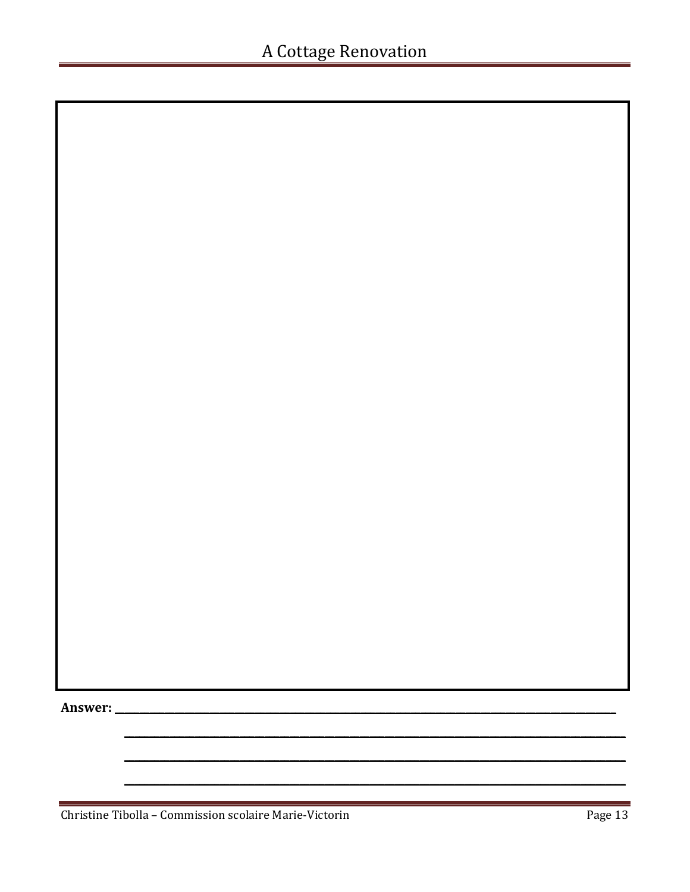**Answer:** ___________________________________________________________________________

___________________________________________________________________________

___________________________________________________________________________

___________________________________________________________________________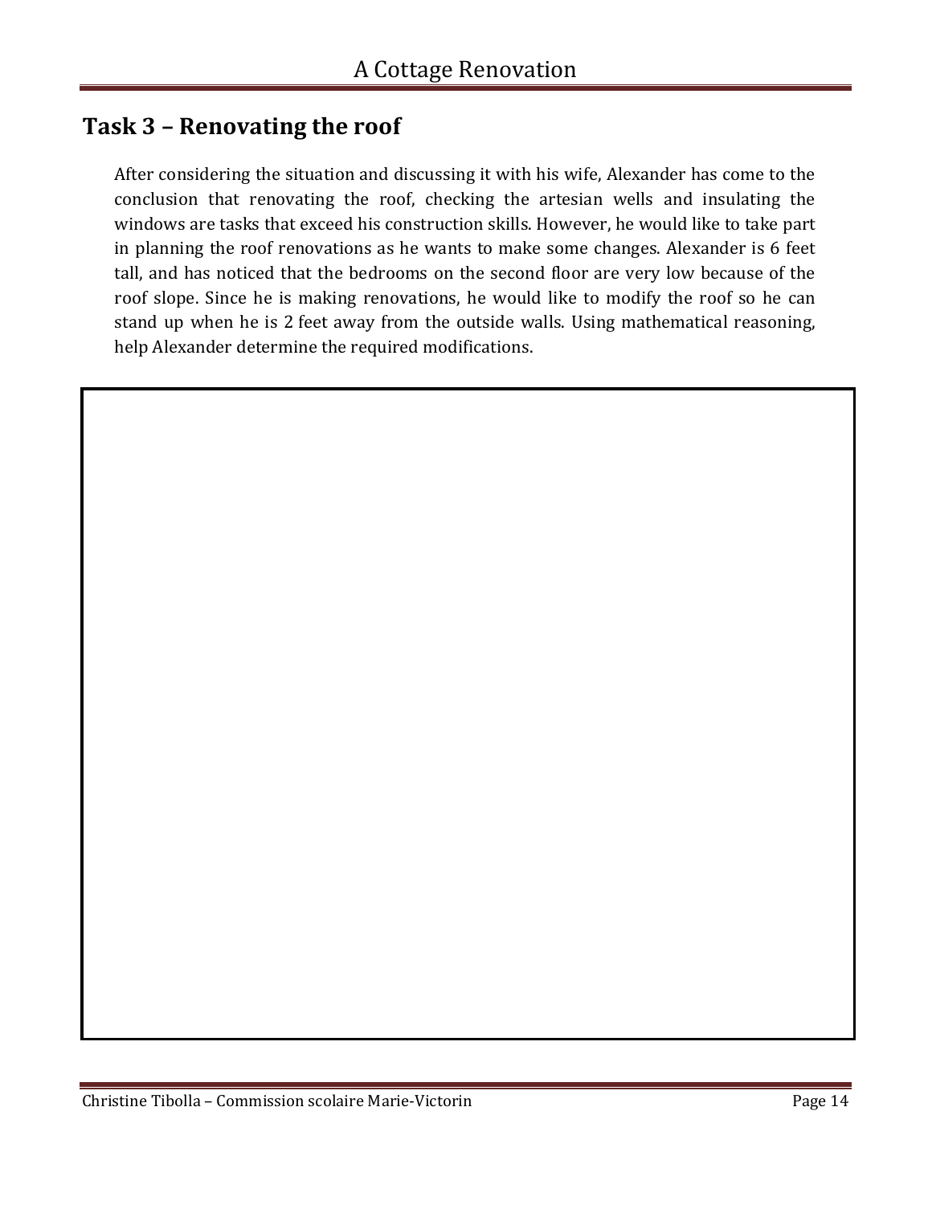## Task 3 – Renovating the roof

After considering the situation and discussing it with his wife, Alexander has come to the conclusion that renovating the roof, checking the artesian wells and insulating the windows are tasks that exceed his construction skills. However, he would like to take part in planning the roof renovations as he wants to make some changes. Alexander is 6 feet tall, and has noticed that the bedrooms on the second floor are very low because of the roof slope. Since he is making renovations, he would like to modify the roof so he can stand up when he is 2 feet away from the outside walls. Using mathematical reasoning, help Alexander determine the required modifications.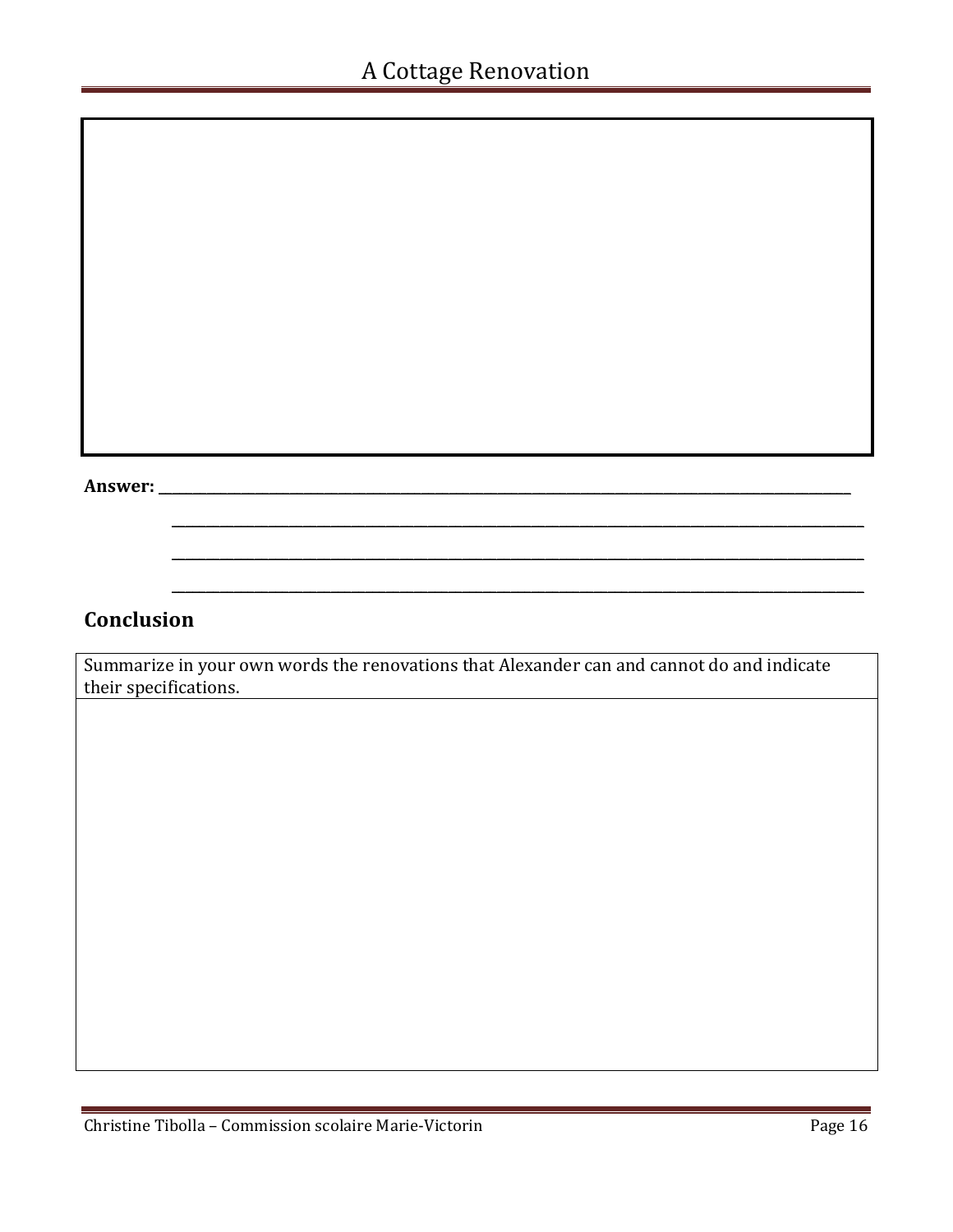**Answer:** ____________________________________________________________

____________________________________________________________

____________________________________________________________

____________________________________________________________

## Conclusion

| Summarize in your own words the renovations that Alexander can and cannot do and indicate their specifications. |
|---|
| |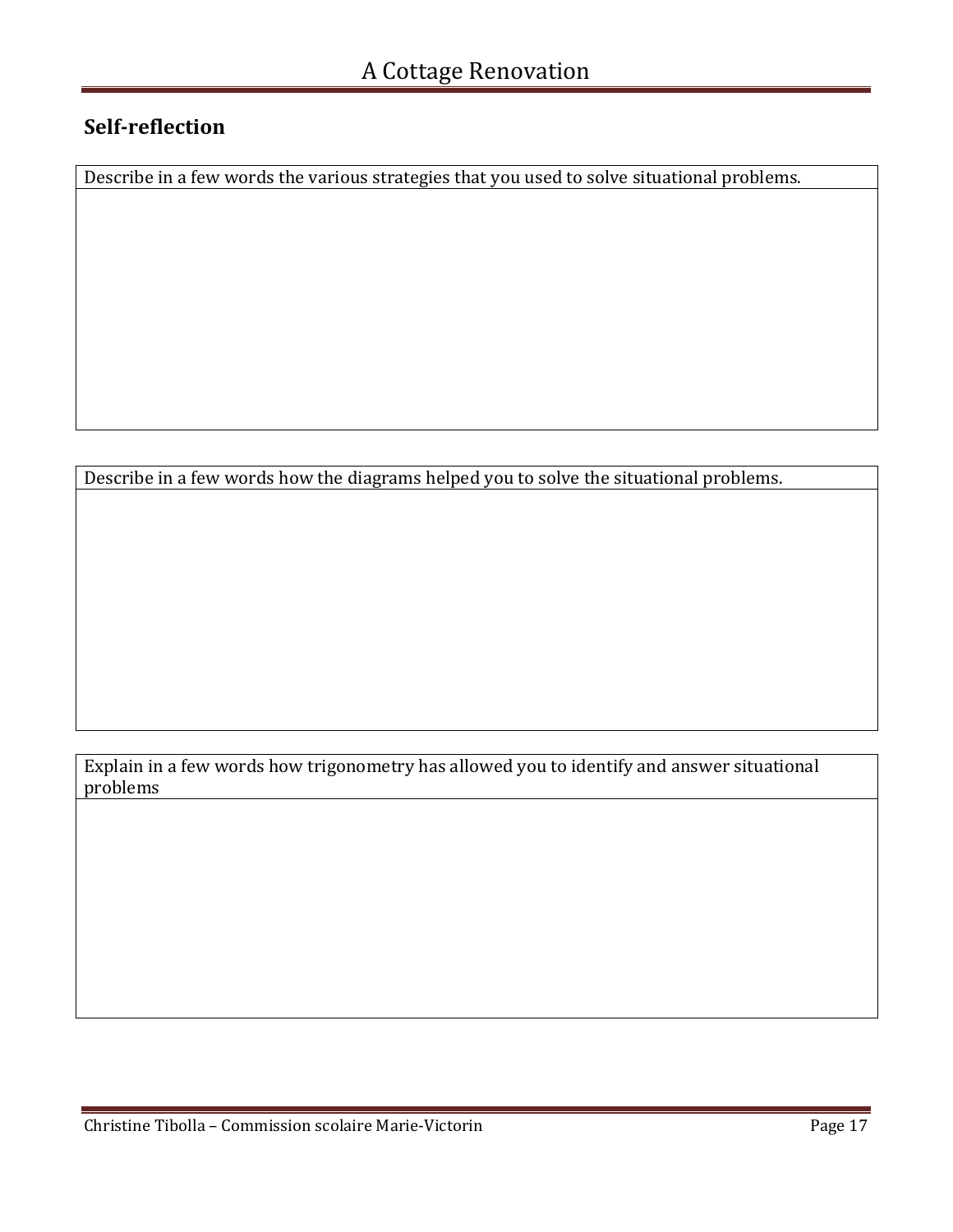## Self-reflection

| Describe in a few words the various strategies that you used to solve situational problems. |
| --- |
| |

| Describe in a few words how the diagrams helped you to solve the situational problems. |
| --- |
| |

| Explain in a few words how trigonometry has allowed you to identify and answer situational problems |
| --- |
| |